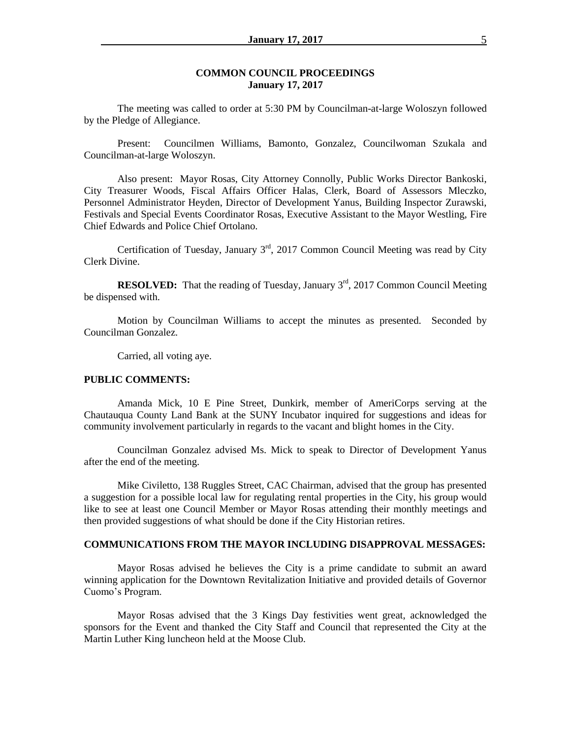## COMMON COUNCIL PROCEEDINGS
## January 17, 2017

The meeting was called to order at 5:30 PM by Councilman-at-large Woloszyn followed by the Pledge of Allegiance.

Present: Councilmen Williams, Bamonto, Gonzalez, Councilwoman Szukala and Councilman-at-large Woloszyn.

Also present: Mayor Rosas, City Attorney Connolly, Public Works Director Bankoski, City Treasurer Woods, Fiscal Affairs Officer Halas, Clerk, Board of Assessors Mleczko, Personnel Administrator Heyden, Director of Development Yanus, Building Inspector Zurawski, Festivals and Special Events Coordinator Rosas, Executive Assistant to the Mayor Westling, Fire Chief Edwards and Police Chief Ortolano.

Certification of Tuesday, January 3rd, 2017 Common Council Meeting was read by City Clerk Divine.

**RESOLVED:** That the reading of Tuesday, January 3rd, 2017 Common Council Meeting be dispensed with.

Motion by Councilman Williams to accept the minutes as presented. Seconded by Councilman Gonzalez.

Carried, all voting aye.

**PUBLIC COMMENTS:**

Amanda Mick, 10 E Pine Street, Dunkirk, member of AmeriCorps serving at the Chautauqua County Land Bank at the SUNY Incubator inquired for suggestions and ideas for community involvement particularly in regards to the vacant and blight homes in the City.

Councilman Gonzalez advised Ms. Mick to speak to Director of Development Yanus after the end of the meeting.

Mike Civiletto, 138 Ruggles Street, CAC Chairman, advised that the group has presented a suggestion for a possible local law for regulating rental properties in the City, his group would like to see at least one Council Member or Mayor Rosas attending their monthly meetings and then provided suggestions of what should be done if the City Historian retires.

**COMMUNICATIONS FROM THE MAYOR INCLUDING DISAPPROVAL MESSAGES:**

Mayor Rosas advised he believes the City is a prime candidate to submit an award winning application for the Downtown Revitalization Initiative and provided details of Governor Cuomo's Program.

Mayor Rosas advised that the 3 Kings Day festivities went great, acknowledged the sponsors for the Event and thanked the City Staff and Council that represented the City at the Martin Luther King luncheon held at the Moose Club.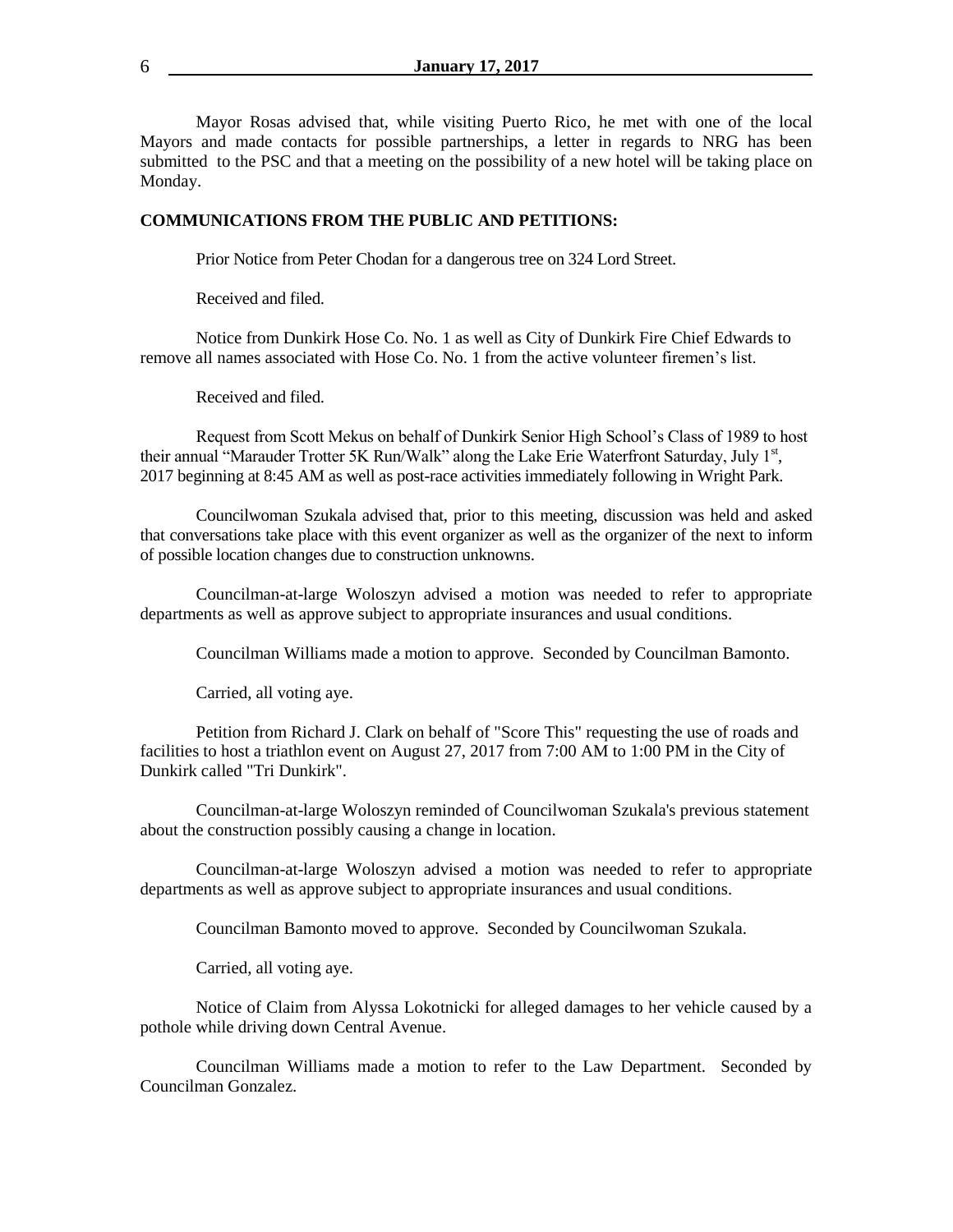Mayor Rosas advised that, while visiting Puerto Rico, he met with one of the local Mayors and made contacts for possible partnerships, a letter in regards to NRG has been submitted to the PSC and that a meeting on the possibility of a new hotel will be taking place on Monday.

**COMMUNICATIONS FROM THE PUBLIC AND PETITIONS:**

Prior Notice from Peter Chodan for a dangerous tree on 324 Lord Street.

Received and filed.

Notice from Dunkirk Hose Co. No. 1 as well as City of Dunkirk Fire Chief Edwards to remove all names associated with Hose Co. No. 1 from the active volunteer firemen's list.

Received and filed.

Request from Scott Mekus on behalf of Dunkirk Senior High School's Class of 1989 to host their annual "Marauder Trotter 5K Run/Walk" along the Lake Erie Waterfront Saturday, July 1st, 2017 beginning at 8:45 AM as well as post-race activities immediately following in Wright Park.

Councilwoman Szukala advised that, prior to this meeting, discussion was held and asked that conversations take place with this event organizer as well as the organizer of the next to inform of possible location changes due to construction unknowns.

Councilman-at-large Woloszyn advised a motion was needed to refer to appropriate departments as well as approve subject to appropriate insurances and usual conditions.

Councilman Williams made a motion to approve. Seconded by Councilman Bamonto.

Carried, all voting aye.

Petition from Richard J. Clark on behalf of "Score This" requesting the use of roads and facilities to host a triathlon event on August 27, 2017 from 7:00 AM to 1:00 PM in the City of Dunkirk called "Tri Dunkirk".

Councilman-at-large Woloszyn reminded of Councilwoman Szukala's previous statement about the construction possibly causing a change in location.

Councilman-at-large Woloszyn advised a motion was needed to refer to appropriate departments as well as approve subject to appropriate insurances and usual conditions.

Councilman Bamonto moved to approve. Seconded by Councilwoman Szukala.

Carried, all voting aye.

Notice of Claim from Alyssa Lokotnicki for alleged damages to her vehicle caused by a pothole while driving down Central Avenue.

Councilman Williams made a motion to refer to the Law Department. Seconded by Councilman Gonzalez.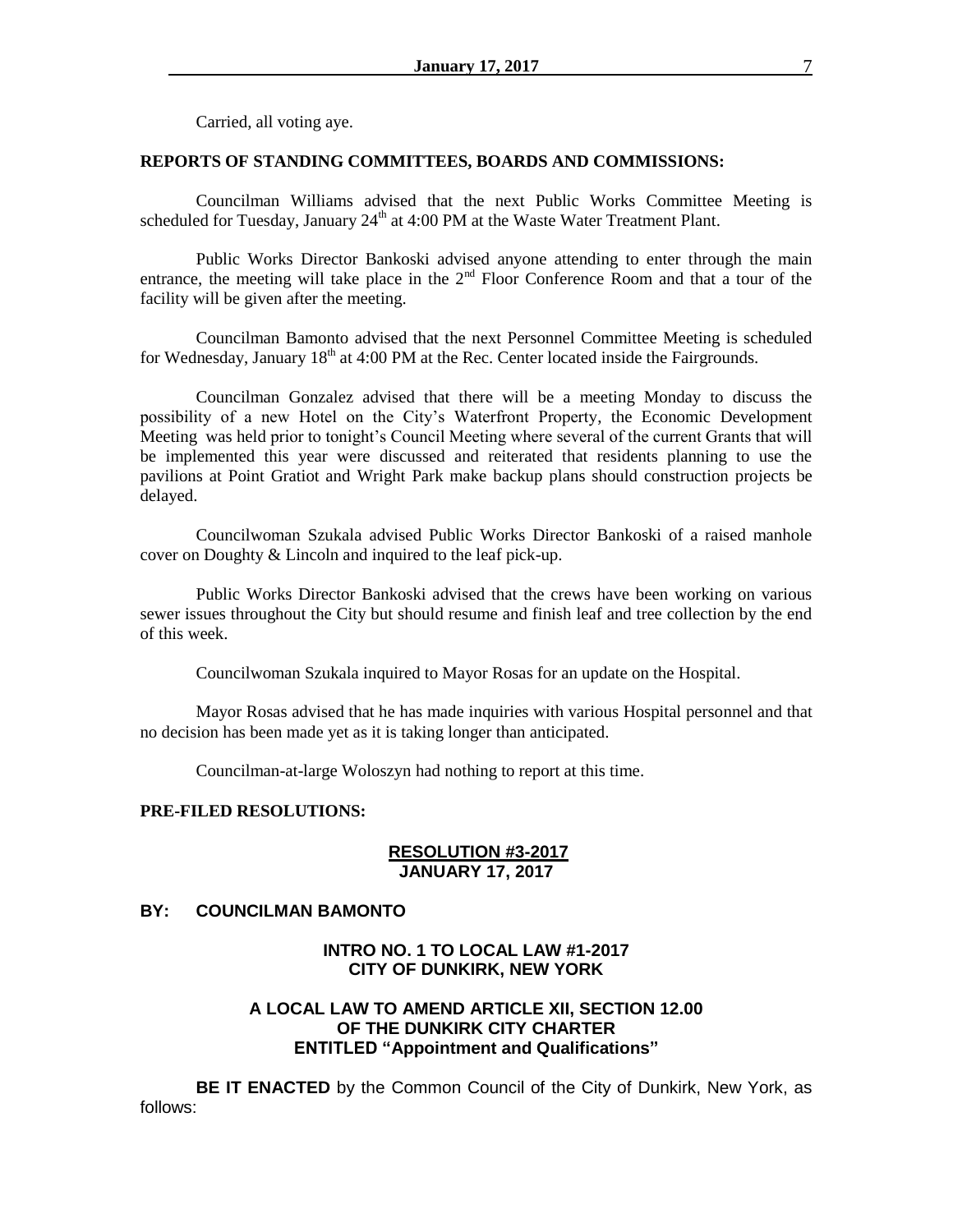Carried, all voting aye.

**REPORTS OF STANDING COMMITTEES, BOARDS AND COMMISSIONS:**

Councilman Williams advised that the next Public Works Committee Meeting is scheduled for Tuesday, January 24th at 4:00 PM at the Waste Water Treatment Plant.

Public Works Director Bankoski advised anyone attending to enter through the main entrance, the meeting will take place in the 2nd Floor Conference Room and that a tour of the facility will be given after the meeting.

Councilman Bamonto advised that the next Personnel Committee Meeting is scheduled for Wednesday, January 18th at 4:00 PM at the Rec. Center located inside the Fairgrounds.

Councilman Gonzalez advised that there will be a meeting Monday to discuss the possibility of a new Hotel on the City's Waterfront Property, the Economic Development Meeting was held prior to tonight's Council Meeting where several of the current Grants that will be implemented this year were discussed and reiterated that residents planning to use the pavilions at Point Gratiot and Wright Park make backup plans should construction projects be delayed.

Councilwoman Szukala advised Public Works Director Bankoski of a raised manhole cover on Doughty & Lincoln and inquired to the leaf pick-up.

Public Works Director Bankoski advised that the crews have been working on various sewer issues throughout the City but should resume and finish leaf and tree collection by the end of this week.

Councilwoman Szukala inquired to Mayor Rosas for an update on the Hospital.

Mayor Rosas advised that he has made inquiries with various Hospital personnel and that no decision has been made yet as it is taking longer than anticipated.

Councilman-at-large Woloszyn had nothing to report at this time.

**PRE-FILED RESOLUTIONS:**

**RESOLUTION #3-2017**
**JANUARY 17, 2017**

**BY: COUNCILMAN BAMONTO**

**INTRO NO. 1 TO LOCAL LAW #1-2017**
**CITY OF DUNKIRK, NEW YORK**

**A LOCAL LAW TO AMEND ARTICLE XII, SECTION 12.00**
**OF THE DUNKIRK CITY CHARTER**
**ENTITLED "Appointment and Qualifications"**

**BE IT ENACTED** by the Common Council of the City of Dunkirk, New York, as follows: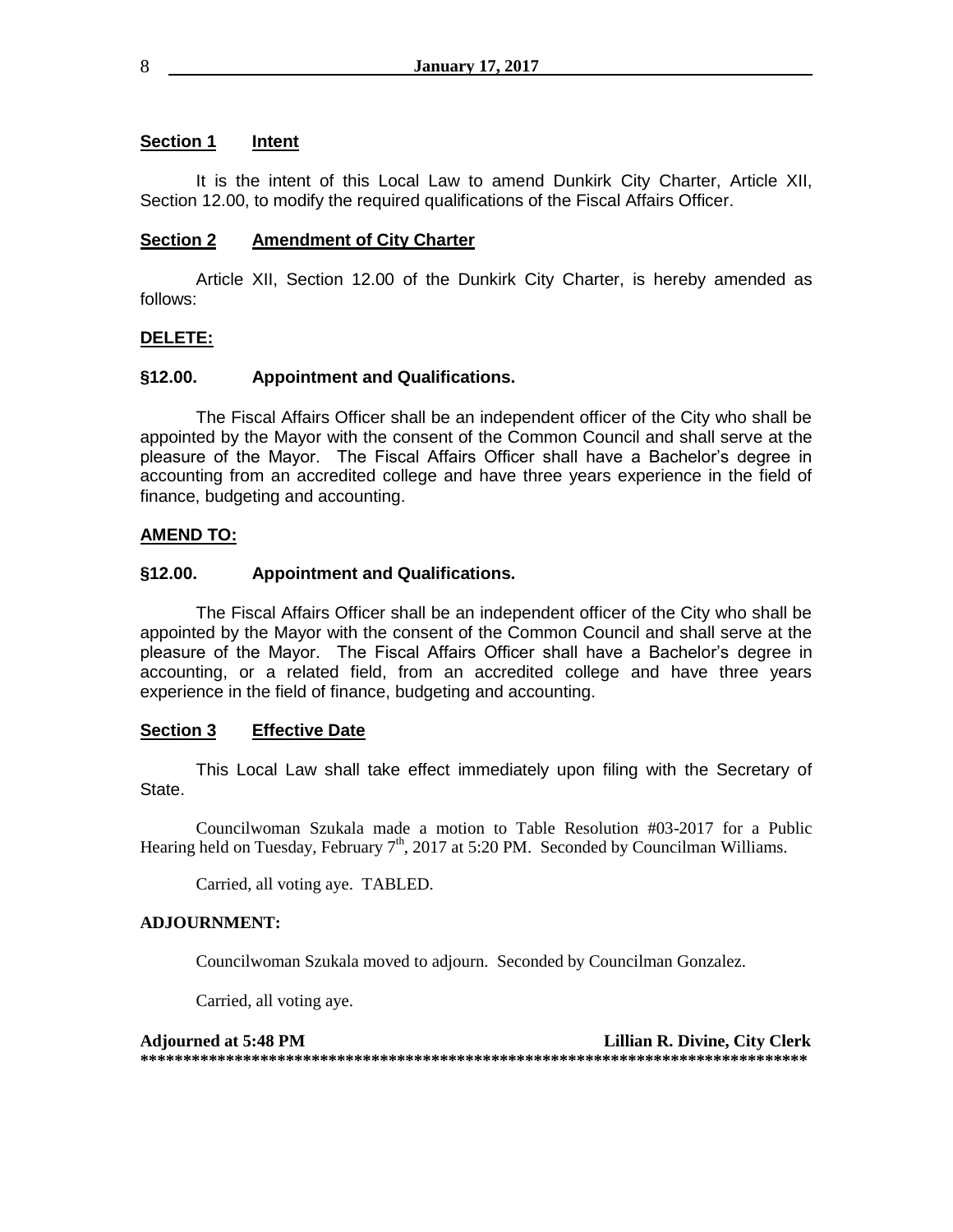**Section 1 Intent**

It is the intent of this Local Law to amend Dunkirk City Charter, Article XII, Section 12.00, to modify the required qualifications of the Fiscal Affairs Officer.

**Section 2 Amendment of City Charter**

Article XII, Section 12.00 of the Dunkirk City Charter, is hereby amended as follows:

**DELETE:**

**§12.00. Appointment and Qualifications.**

The Fiscal Affairs Officer shall be an independent officer of the City who shall be appointed by the Mayor with the consent of the Common Council and shall serve at the pleasure of the Mayor. The Fiscal Affairs Officer shall have a Bachelor's degree in accounting from an accredited college and have three years experience in the field of finance, budgeting and accounting.

**AMEND TO:**

**§12.00. Appointment and Qualifications.**

The Fiscal Affairs Officer shall be an independent officer of the City who shall be appointed by the Mayor with the consent of the Common Council and shall serve at the pleasure of the Mayor. The Fiscal Affairs Officer shall have a Bachelor's degree in accounting, or a related field, from an accredited college and have three years experience in the field of finance, budgeting and accounting.

**Section 3 Effective Date**

This Local Law shall take effect immediately upon filing with the Secretary of State.

Councilwoman Szukala made a motion to Table Resolution #03-2017 for a Public Hearing held on Tuesday, February 7th, 2017 at 5:20 PM. Seconded by Councilman Williams.

Carried, all voting aye. TABLED.

**ADJOURNMENT:**

Councilwoman Szukala moved to adjourn. Seconded by Councilman Gonzalez.

Carried, all voting aye.

**Adjourned at 5:48 PM** **Lillian R. Divine, City Clerk**

*******************************************************************************